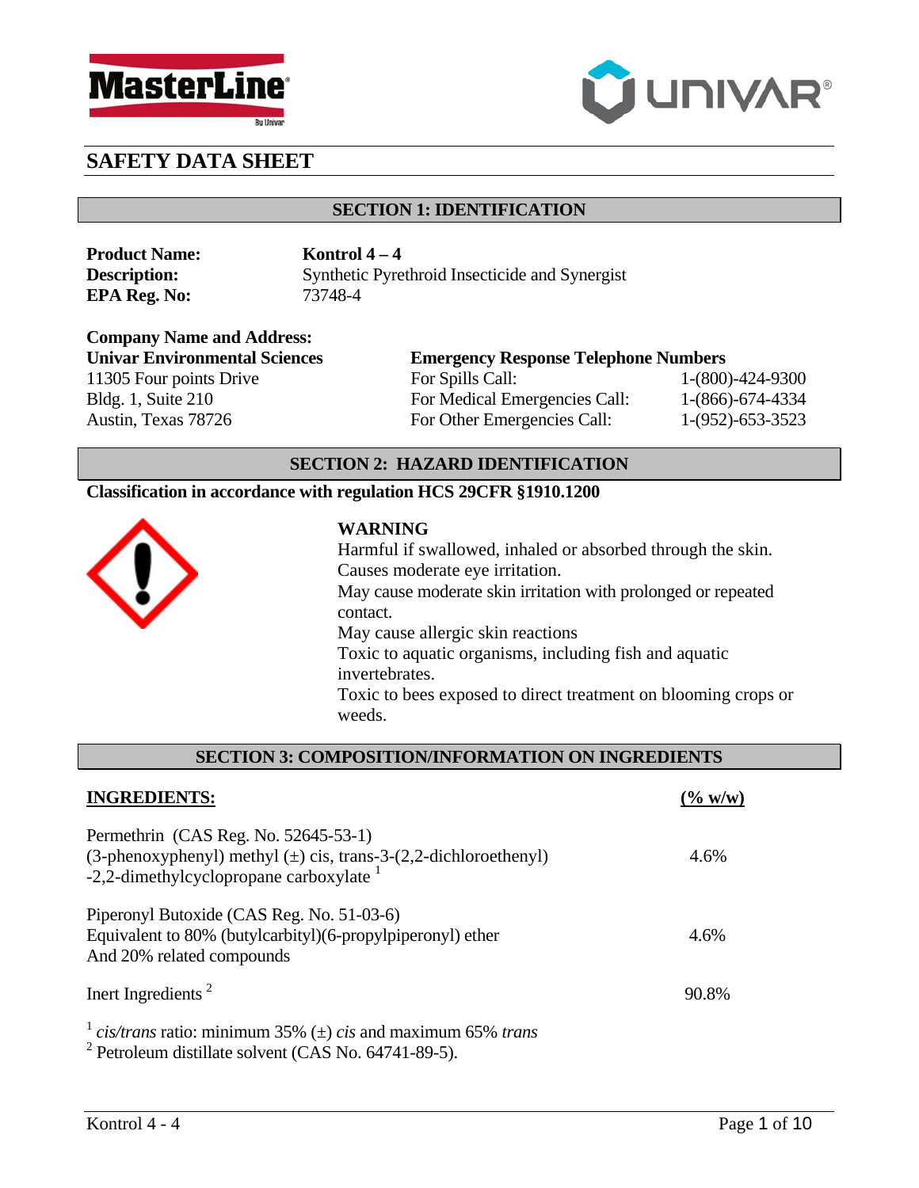# SAFETY DATA SHEET

## SECTION 1: IDENTIFICATION

**Product Name:** **Kontrol 4 – 4**
**Description:** Synthetic Pyrethroid Insecticide and Synergist
**EPA Reg. No:** 73748-4

**Company Name and Address:**
**Univar Environmental Sciences**
11305 Four points Drive
Bldg. 1, Suite 210
Austin, Texas 78726

**Emergency Response Telephone Numbers**

| | |
|---|---|
| For Spills Call: | 1-(800)-424-9300 |
| For Medical Emergencies Call: | 1-(866)-674-4334 |
| For Other Emergencies Call: | 1-(952)-653-3523 |

## SECTION 2: HAZARD IDENTIFICATION

**Classification in accordance with regulation HCS 29CFR §1910.1200**

**WARNING**
Harmful if swallowed, inhaled or absorbed through the skin.
Causes moderate eye irritation.
May cause moderate skin irritation with prolonged or repeated contact.
May cause allergic skin reactions
Toxic to aquatic organisms, including fish and aquatic invertebrates.
Toxic to bees exposed to direct treatment on blooming crops or weeds.

## SECTION 3: COMPOSITION/INFORMATION ON INGREDIENTS

| INGREDIENTS: | (% w/w) |
|---|---|
| Permethrin (CAS Reg. No. 52645-53-1) (3-phenoxyphenyl) methyl (±) cis, trans-3-(2,2-dichloroethenyl) -2,2-dimethylcyclopropane carboxylate [1] | 4.6% |
| Piperonyl Butoxide (CAS Reg. No. 51-03-6) Equivalent to 80% (butylcarbityl)(6-propylpiperonyl) ether And 20% related compounds | 4.6% |
| Inert Ingredients [2] | 90.8% |

[1] *cis/trans* ratio: minimum 35% (±) *cis* and maximum 65% *trans*
[2] Petroleum distillate solvent (CAS No. 64741-89-5).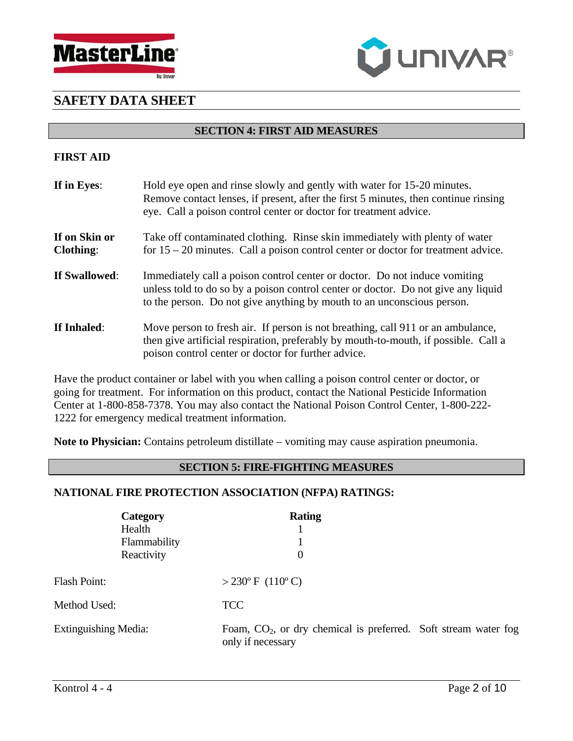# SAFETY DATA SHEET

## SECTION 4: FIRST AID MEASURES

### FIRST AID

**If in Eyes**: Hold eye open and rinse slowly and gently with water for 15-20 minutes. Remove contact lenses, if present, after the first 5 minutes, then continue rinsing eye. Call a poison control center or doctor for treatment advice.

**If on Skin or Clothing**: Take off contaminated clothing. Rinse skin immediately with plenty of water for 15 – 20 minutes. Call a poison control center or doctor for treatment advice.

**If Swallowed**: Immediately call a poison control center or doctor. Do not induce vomiting unless told to do so by a poison control center or doctor. Do not give any liquid to the person. Do not give anything by mouth to an unconscious person.

**If Inhaled**: Move person to fresh air. If person is not breathing, call 911 or an ambulance, then give artificial respiration, preferably by mouth-to-mouth, if possible. Call a poison control center or doctor for further advice.

Have the product container or label with you when calling a poison control center or doctor, or going for treatment. For information on this product, contact the National Pesticide Information Center at 1-800-858-7378. You may also contact the National Poison Control Center, 1-800-222-1222 for emergency medical treatment information.

**Note to Physician:** Contains petroleum distillate – vomiting may cause aspiration pneumonia.

## SECTION 5: FIRE-FIGHTING MEASURES

### NATIONAL FIRE PROTECTION ASSOCIATION (NFPA) RATINGS:

| Category | Rating |
|---|---|
| Health | 1 |
| Flammability | 1 |
| Reactivity | 0 |

Flash Point: > 230º F (110º C)

Method Used: TCC

Extinguishing Media: Foam, $CO_2$, or dry chemical is preferred. Soft stream water fog only if necessary

Kontrol 4 - 4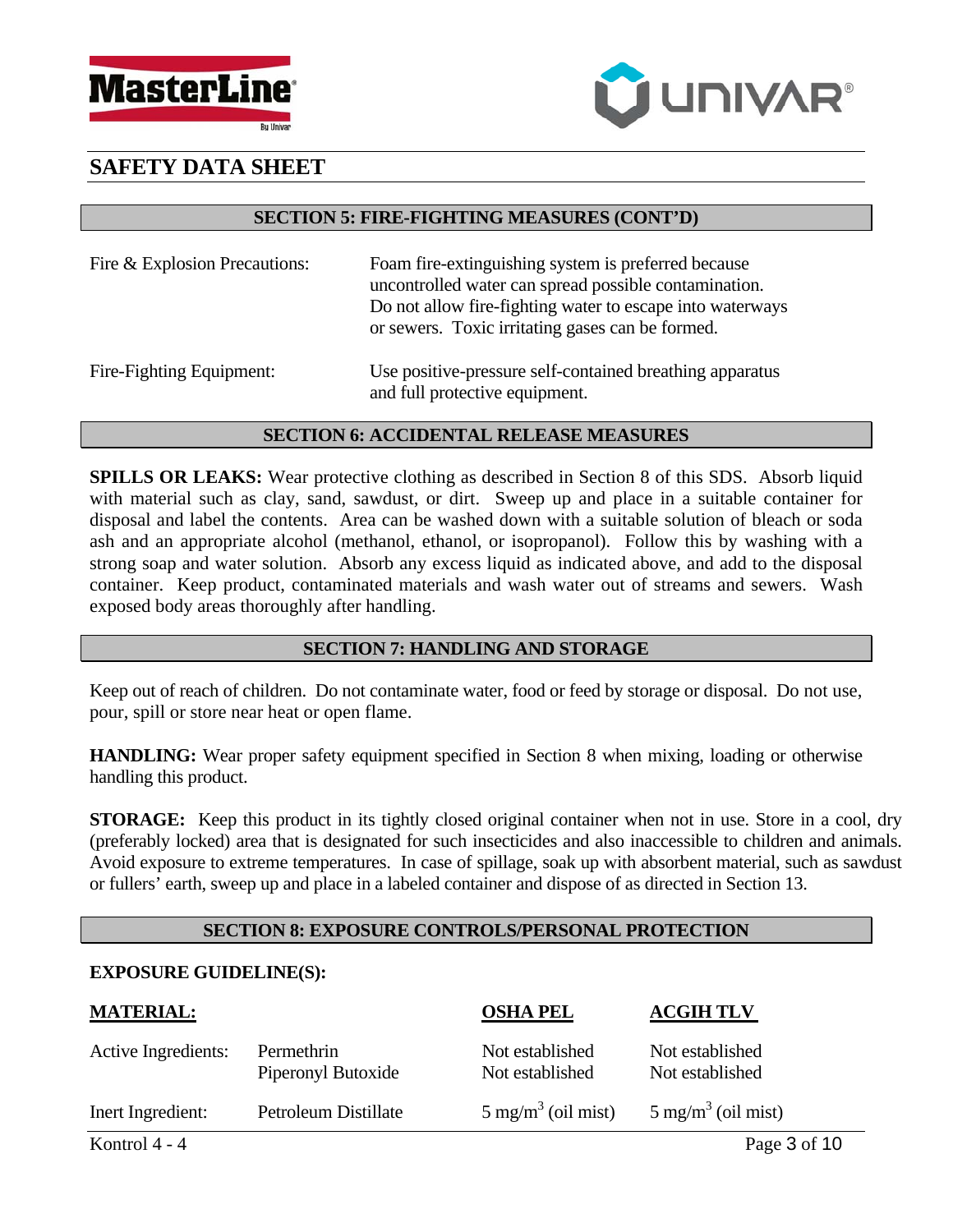# SAFETY DATA SHEET

## SECTION 5: FIRE-FIGHTING MEASURES (CONT'D)

Fire & Explosion Precautions: Foam fire-extinguishing system is preferred because uncontrolled water can spread possible contamination. Do not allow fire-fighting water to escape into waterways or sewers. Toxic irritating gases can be formed.

Fire-Fighting Equipment: Use positive-pressure self-contained breathing apparatus and full protective equipment.

## SECTION 6: ACCIDENTAL RELEASE MEASURES

**SPILLS OR LEAKS:** Wear protective clothing as described in Section 8 of this SDS. Absorb liquid with material such as clay, sand, sawdust, or dirt. Sweep up and place in a suitable container for disposal and label the contents. Area can be washed down with a suitable solution of bleach or soda ash and an appropriate alcohol (methanol, ethanol, or isopropanol). Follow this by washing with a strong soap and water solution. Absorb any excess liquid as indicated above, and add to the disposal container. Keep product, contaminated materials and wash water out of streams and sewers. Wash exposed body areas thoroughly after handling.

## SECTION 7: HANDLING AND STORAGE

Keep out of reach of children. Do not contaminate water, food or feed by storage or disposal. Do not use, pour, spill or store near heat or open flame.

**HANDLING:** Wear proper safety equipment specified in Section 8 when mixing, loading or otherwise handling this product.

**STORAGE:** Keep this product in its tightly closed original container when not in use. Store in a cool, dry (preferably locked) area that is designated for such insecticides and also inaccessible to children and animals. Avoid exposure to extreme temperatures. In case of spillage, soak up with absorbent material, such as sawdust or fullers' earth, sweep up and place in a labeled container and dispose of as directed in Section 13.

## SECTION 8: EXPOSURE CONTROLS/PERSONAL PROTECTION

**EXPOSURE GUIDELINE(S):**

| **MATERIAL:** | | **OSHA PEL** | **ACGIH TLV** |
|---|---|---|---|
| Active Ingredients: | Permethrin | Not established | Not established |
| | Piperonyl Butoxide | Not established | Not established |
| Inert Ingredient: | Petroleum Distillate | 5 $mg/m^3$ (oil mist) | 5 $mg/m^3$ (oil mist) |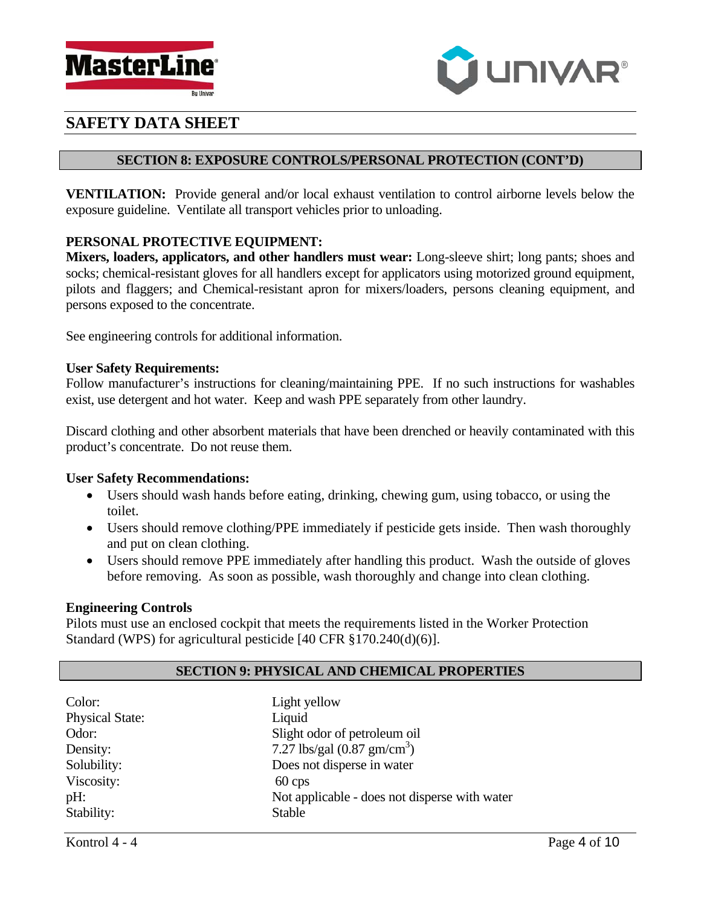# SAFETY DATA SHEET

## SECTION 8: EXPOSURE CONTROLS/PERSONAL PROTECTION (CONT'D)

**VENTILATION:** Provide general and/or local exhaust ventilation to control airborne levels below the exposure guideline. Ventilate all transport vehicles prior to unloading.

**PERSONAL PROTECTIVE EQUIPMENT:**
**Mixers, loaders, applicators, and other handlers must wear:** Long-sleeve shirt; long pants; shoes and socks; chemical-resistant gloves for all handlers except for applicators using motorized ground equipment, pilots and flaggers; and Chemical-resistant apron for mixers/loaders, persons cleaning equipment, and persons exposed to the concentrate.

See engineering controls for additional information.

**User Safety Requirements:**
Follow manufacturer's instructions for cleaning/maintaining PPE. If no such instructions for washables exist, use detergent and hot water. Keep and wash PPE separately from other laundry.

Discard clothing and other absorbent materials that have been drenched or heavily contaminated with this product's concentrate. Do not reuse them.

**User Safety Recommendations:**

- Users should wash hands before eating, drinking, chewing gum, using tobacco, or using the toilet.
- Users should remove clothing/PPE immediately if pesticide gets inside. Then wash thoroughly and put on clean clothing.
- Users should remove PPE immediately after handling this product. Wash the outside of gloves before removing. As soon as possible, wash thoroughly and change into clean clothing.

**Engineering Controls**
Pilots must use an enclosed cockpit that meets the requirements listed in the Worker Protection Standard (WPS) for agricultural pesticide [40 CFR §170.240(d)(6)].

## SECTION 9: PHYSICAL AND CHEMICAL PROPERTIES

| | |
|---|---|
| Color: | Light yellow |
| Physical State: | Liquid |
| Odor: | Slight odor of petroleum oil |
| Density: | 7.27 lbs/gal (0.87 gm/cm$^3$) |
| Solubility: | Does not disperse in water |
| Viscosity: | 60 cps |
| pH: | Not applicable - does not disperse with water |
| Stability: | Stable |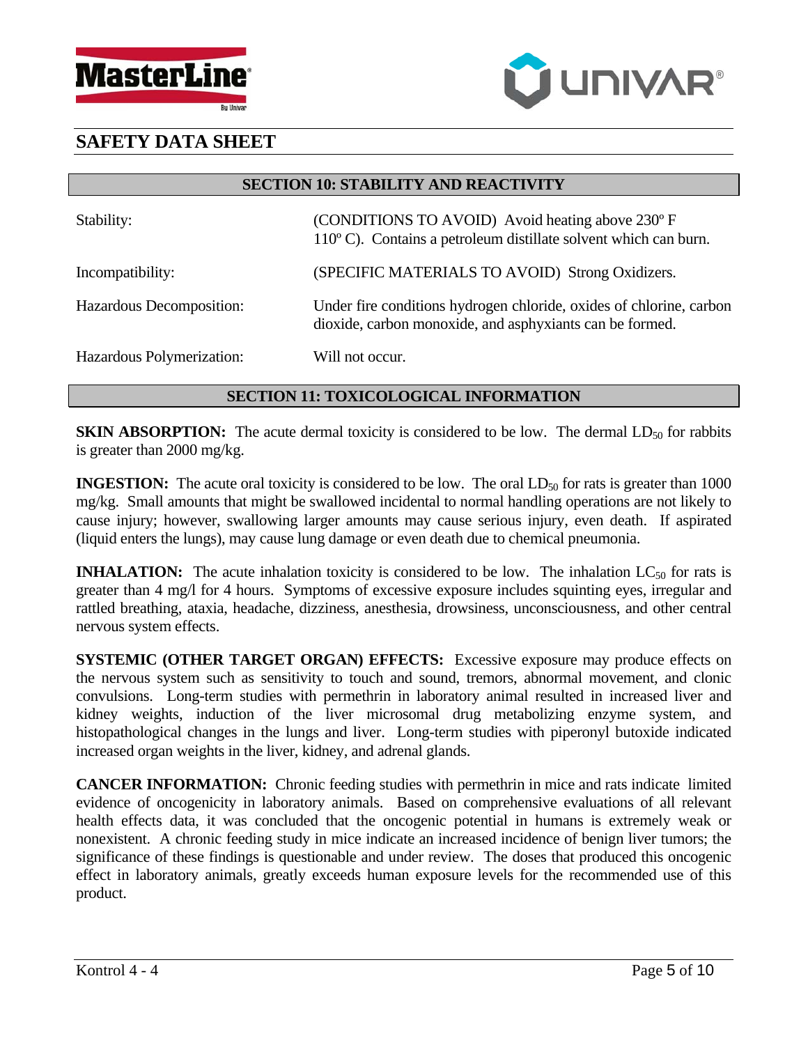# SAFETY DATA SHEET

## SECTION 10: STABILITY AND REACTIVITY

| | |
|---|---|
| Stability: | (CONDITIONS TO AVOID) Avoid heating above 230º F 110º C). Contains a petroleum distillate solvent which can burn. |
| Incompatibility: | (SPECIFIC MATERIALS TO AVOID) Strong Oxidizers. |
| Hazardous Decomposition: | Under fire conditions hydrogen chloride, oxides of chlorine, carbon dioxide, carbon monoxide, and asphyxiants can be formed. |
| Hazardous Polymerization: | Will not occur. |

## SECTION 11: TOXICOLOGICAL INFORMATION

**SKIN ABSORPTION:** The acute dermal toxicity is considered to be low. The dermal $LD_{50}$ for rabbits is greater than 2000 mg/kg.

**INGESTION:** The acute oral toxicity is considered to be low. The oral $LD_{50}$ for rats is greater than 1000 mg/kg. Small amounts that might be swallowed incidental to normal handling operations are not likely to cause injury; however, swallowing larger amounts may cause serious injury, even death. If aspirated (liquid enters the lungs), may cause lung damage or even death due to chemical pneumonia.

**INHALATION:** The acute inhalation toxicity is considered to be low. The inhalation $LC_{50}$ for rats is greater than 4 mg/l for 4 hours. Symptoms of excessive exposure includes squinting eyes, irregular and rattled breathing, ataxia, headache, dizziness, anesthesia, drowsiness, unconsciousness, and other central nervous system effects.

**SYSTEMIC (OTHER TARGET ORGAN) EFFECTS:** Excessive exposure may produce effects on the nervous system such as sensitivity to touch and sound, tremors, abnormal movement, and clonic convulsions. Long-term studies with permethrin in laboratory animal resulted in increased liver and kidney weights, induction of the liver microsomal drug metabolizing enzyme system, and histopathological changes in the lungs and liver. Long-term studies with piperonyl butoxide indicated increased organ weights in the liver, kidney, and adrenal glands.

**CANCER INFORMATION:** Chronic feeding studies with permethrin in mice and rats indicate limited evidence of oncogenicity in laboratory animals. Based on comprehensive evaluations of all relevant health effects data, it was concluded that the oncogenic potential in humans is extremely weak or nonexistent. A chronic feeding study in mice indicate an increased incidence of benign liver tumors; the significance of these findings is questionable and under review. The doses that produced this oncogenic effect in laboratory animals, greatly exceeds human exposure levels for the recommended use of this product.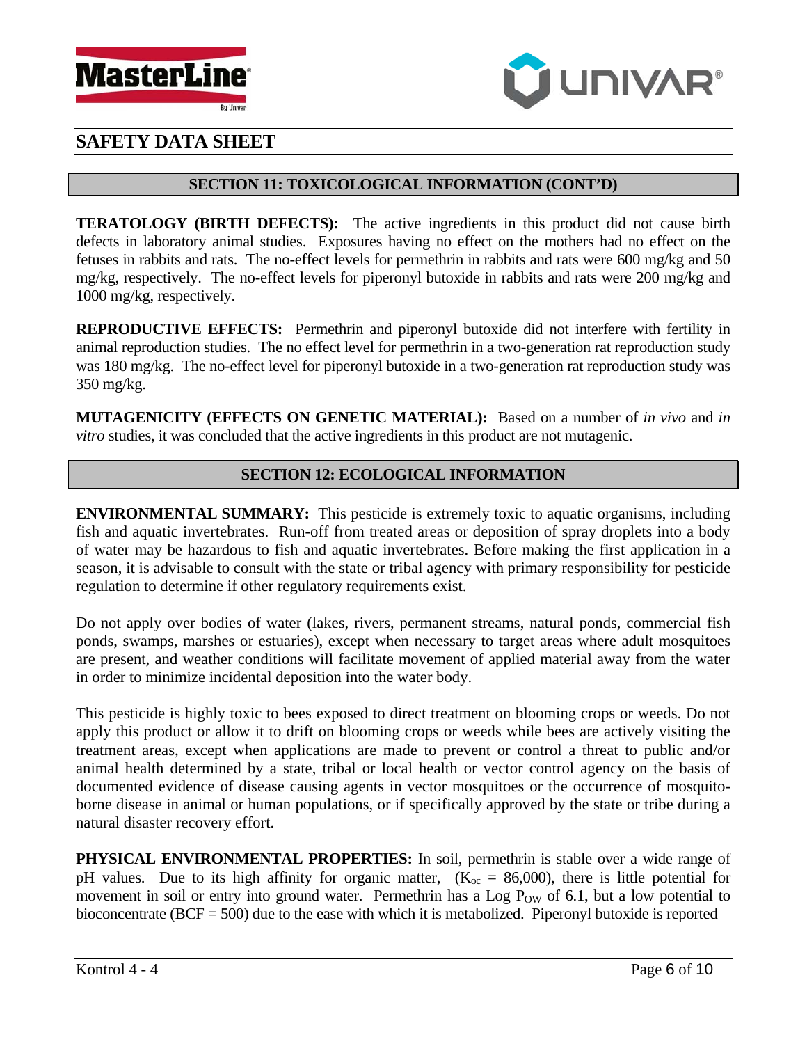# SAFETY DATA SHEET

## SECTION 11: TOXICOLOGICAL INFORMATION (CONT'D)

**TERATOLOGY (BIRTH DEFECTS):** The active ingredients in this product did not cause birth defects in laboratory animal studies. Exposures having no effect on the mothers had no effect on the fetuses in rabbits and rats. The no-effect levels for permethrin in rabbits and rats were 600 mg/kg and 50 mg/kg, respectively. The no-effect levels for piperonyl butoxide in rabbits and rats were 200 mg/kg and 1000 mg/kg, respectively.

**REPRODUCTIVE EFFECTS:** Permethrin and piperonyl butoxide did not interfere with fertility in animal reproduction studies. The no effect level for permethrin in a two-generation rat reproduction study was 180 mg/kg. The no-effect level for piperonyl butoxide in a two-generation rat reproduction study was 350 mg/kg.

**MUTAGENICITY (EFFECTS ON GENETIC MATERIAL):** Based on a number of *in vivo* and *in vitro* studies, it was concluded that the active ingredients in this product are not mutagenic.

## SECTION 12: ECOLOGICAL INFORMATION

**ENVIRONMENTAL SUMMARY:** This pesticide is extremely toxic to aquatic organisms, including fish and aquatic invertebrates. Run-off from treated areas or deposition of spray droplets into a body of water may be hazardous to fish and aquatic invertebrates. Before making the first application in a season, it is advisable to consult with the state or tribal agency with primary responsibility for pesticide regulation to determine if other regulatory requirements exist.

Do not apply over bodies of water (lakes, rivers, permanent streams, natural ponds, commercial fish ponds, swamps, marshes or estuaries), except when necessary to target areas where adult mosquitoes are present, and weather conditions will facilitate movement of applied material away from the water in order to minimize incidental deposition into the water body.

This pesticide is highly toxic to bees exposed to direct treatment on blooming crops or weeds. Do not apply this product or allow it to drift on blooming crops or weeds while bees are actively visiting the treatment areas, except when applications are made to prevent or control a threat to public and/or animal health determined by a state, tribal or local health or vector control agency on the basis of documented evidence of disease causing agents in vector mosquitoes or the occurrence of mosquito-borne disease in animal or human populations, or if specifically approved by the state or tribe during a natural disaster recovery effort.

**PHYSICAL ENVIRONMENTAL PROPERTIES:** In soil, permethrin is stable over a wide range of pH values. Due to its high affinity for organic matter, ($K_{oc}$ = 86,000), there is little potential for movement in soil or entry into ground water. Permethrin has a Log $P_{OW}$ of 6.1, but a low potential to bioconcentrate (BCF = 500) due to the ease with which it is metabolized. Piperonyl butoxide is reported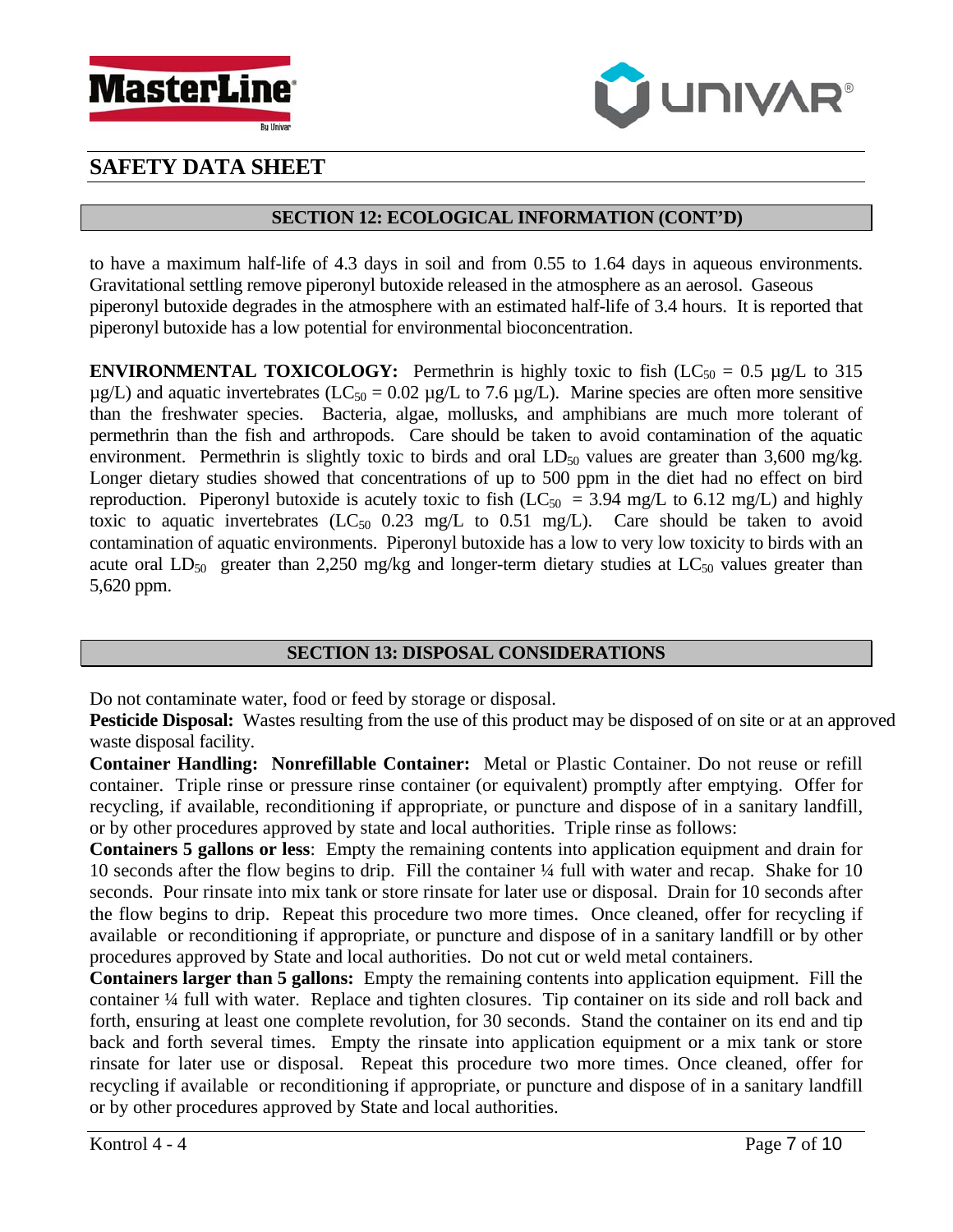## SAFETY DATA SHEET

### SECTION 12: ECOLOGICAL INFORMATION (CONT'D)

to have a maximum half-life of 4.3 days in soil and from 0.55 to 1.64 days in aqueous environments. Gravitational settling remove piperonyl butoxide released in the atmosphere as an aerosol. Gaseous piperonyl butoxide degrades in the atmosphere with an estimated half-life of 3.4 hours. It is reported that piperonyl butoxide has a low potential for environmental bioconcentration.

**ENVIRONMENTAL TOXICOLOGY:** Permethrin is highly toxic to fish ($LC_{50}$ = 0.5 µg/L to 315 µg/L) and aquatic invertebrates ($LC_{50}$ = 0.02 µg/L to 7.6 µg/L). Marine species are often more sensitive than the freshwater species. Bacteria, algae, mollusks, and amphibians are much more tolerant of permethrin than the fish and arthropods. Care should be taken to avoid contamination of the aquatic environment. Permethrin is slightly toxic to birds and oral $LD_{50}$ values are greater than 3,600 mg/kg. Longer dietary studies showed that concentrations of up to 500 ppm in the diet had no effect on bird reproduction. Piperonyl butoxide is acutely toxic to fish ($LC_{50}$ = 3.94 mg/L to 6.12 mg/L) and highly toxic to aquatic invertebrates ($LC_{50}$ 0.23 mg/L to 0.51 mg/L). Care should be taken to avoid contamination of aquatic environments. Piperonyl butoxide has a low to very low toxicity to birds with an acute oral $LD_{50}$ greater than 2,250 mg/kg and longer-term dietary studies at $LC_{50}$ values greater than 5,620 ppm.

### SECTION 13: DISPOSAL CONSIDERATIONS

Do not contaminate water, food or feed by storage or disposal.

**Pesticide Disposal:** Wastes resulting from the use of this product may be disposed of on site or at an approved waste disposal facility.

**Container Handling: Nonrefillable Container:** Metal or Plastic Container. Do not reuse or refill container. Triple rinse or pressure rinse container (or equivalent) promptly after emptying. Offer for recycling, if available, reconditioning if appropriate, or puncture and dispose of in a sanitary landfill, or by other procedures approved by state and local authorities. Triple rinse as follows:

**Containers 5 gallons or less**: Empty the remaining contents into application equipment and drain for 10 seconds after the flow begins to drip. Fill the container ¼ full with water and recap. Shake for 10 seconds. Pour rinsate into mix tank or store rinsate for later use or disposal. Drain for 10 seconds after the flow begins to drip. Repeat this procedure two more times. Once cleaned, offer for recycling if available or reconditioning if appropriate, or puncture and dispose of in a sanitary landfill or by other procedures approved by State and local authorities. Do not cut or weld metal containers.

**Containers larger than 5 gallons:** Empty the remaining contents into application equipment. Fill the container ¼ full with water. Replace and tighten closures. Tip container on its side and roll back and forth, ensuring at least one complete revolution, for 30 seconds. Stand the container on its end and tip back and forth several times. Empty the rinsate into application equipment or a mix tank or store rinsate for later use or disposal. Repeat this procedure two more times. Once cleaned, offer for recycling if available or reconditioning if appropriate, or puncture and dispose of in a sanitary landfill or by other procedures approved by State and local authorities.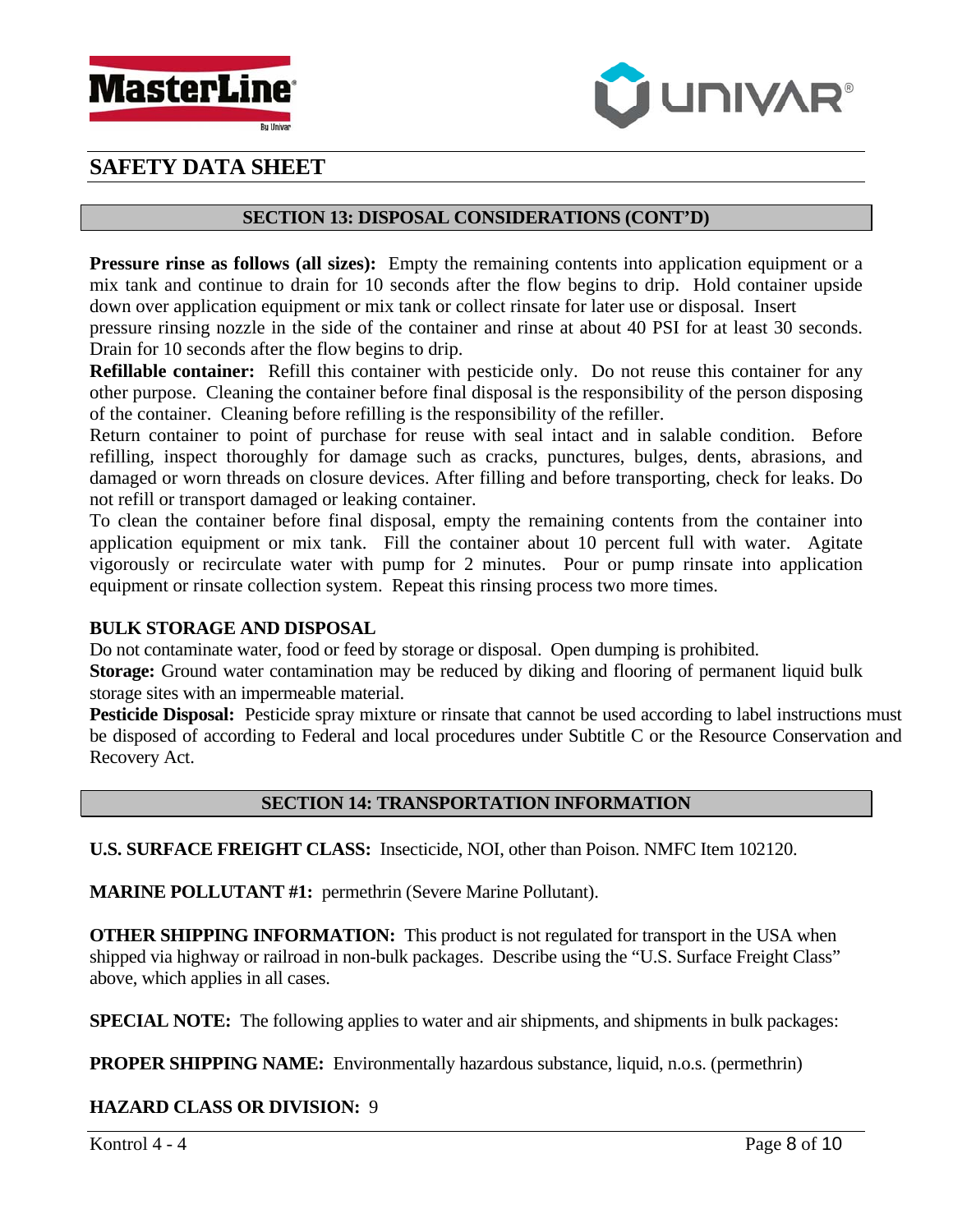## SAFETY DATA SHEET

### SECTION 13: DISPOSAL CONSIDERATIONS (CONT'D)

**Pressure rinse as follows (all sizes):** Empty the remaining contents into application equipment or a mix tank and continue to drain for 10 seconds after the flow begins to drip. Hold container upside down over application equipment or mix tank or collect rinsate for later use or disposal. Insert pressure rinsing nozzle in the side of the container and rinse at about 40 PSI for at least 30 seconds. Drain for 10 seconds after the flow begins to drip.

**Refillable container:** Refill this container with pesticide only. Do not reuse this container for any other purpose. Cleaning the container before final disposal is the responsibility of the person disposing of the container. Cleaning before refilling is the responsibility of the refiller.

Return container to point of purchase for reuse with seal intact and in salable condition. Before refilling, inspect thoroughly for damage such as cracks, punctures, bulges, dents, abrasions, and damaged or worn threads on closure devices. After filling and before transporting, check for leaks. Do not refill or transport damaged or leaking container.

To clean the container before final disposal, empty the remaining contents from the container into application equipment or mix tank. Fill the container about 10 percent full with water. Agitate vigorously or recirculate water with pump for 2 minutes. Pour or pump rinsate into application equipment or rinsate collection system. Repeat this rinsing process two more times.

**BULK STORAGE AND DISPOSAL**

Do not contaminate water, food or feed by storage or disposal. Open dumping is prohibited.

**Storage:** Ground water contamination may be reduced by diking and flooring of permanent liquid bulk storage sites with an impermeable material.

**Pesticide Disposal:** Pesticide spray mixture or rinsate that cannot be used according to label instructions must be disposed of according to Federal and local procedures under Subtitle C or the Resource Conservation and Recovery Act.

### SECTION 14: TRANSPORTATION INFORMATION

**U.S. SURFACE FREIGHT CLASS:** Insecticide, NOI, other than Poison. NMFC Item 102120.

**MARINE POLLUTANT #1:** permethrin (Severe Marine Pollutant).

**OTHER SHIPPING INFORMATION:** This product is not regulated for transport in the USA when shipped via highway or railroad in non-bulk packages. Describe using the "U.S. Surface Freight Class" above, which applies in all cases.

**SPECIAL NOTE:** The following applies to water and air shipments, and shipments in bulk packages:

**PROPER SHIPPING NAME:** Environmentally hazardous substance, liquid, n.o.s. (permethrin)

**HAZARD CLASS OR DIVISION:** 9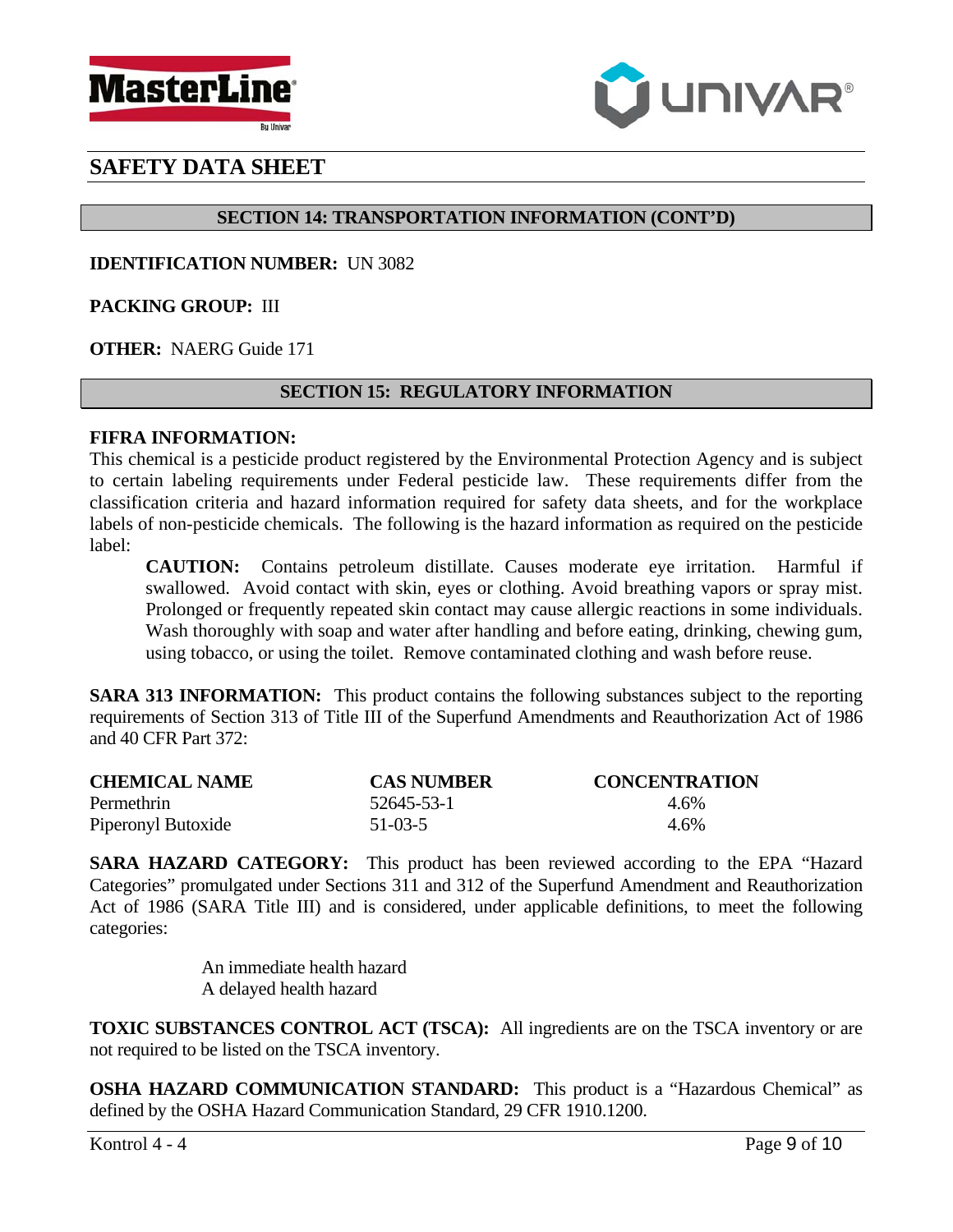# SAFETY DATA SHEET

## SECTION 14: TRANSPORTATION INFORMATION (CONT'D)

**IDENTIFICATION NUMBER:** UN 3082

**PACKING GROUP:** III

**OTHER:** NAERG Guide 171

## SECTION 15: REGULATORY INFORMATION

**FIFRA INFORMATION:**
This chemical is a pesticide product registered by the Environmental Protection Agency and is subject to certain labeling requirements under Federal pesticide law. These requirements differ from the classification criteria and hazard information required for safety data sheets, and for the workplace labels of non-pesticide chemicals. The following is the hazard information as required on the pesticide label:

> **CAUTION:** Contains petroleum distillate. Causes moderate eye irritation. Harmful if swallowed. Avoid contact with skin, eyes or clothing. Avoid breathing vapors or spray mist. Prolonged or frequently repeated skin contact may cause allergic reactions in some individuals. Wash thoroughly with soap and water after handling and before eating, drinking, chewing gum, using tobacco, or using the toilet. Remove contaminated clothing and wash before reuse.

**SARA 313 INFORMATION:** This product contains the following substances subject to the reporting requirements of Section 313 of Title III of the Superfund Amendments and Reauthorization Act of 1986 and 40 CFR Part 372:

| CHEMICAL NAME | CAS NUMBER | CONCENTRATION |
|---|---|---|
| Permethrin | 52645-53-1 | 4.6% |
| Piperonyl Butoxide | 51-03-5 | 4.6% |

**SARA HAZARD CATEGORY:** This product has been reviewed according to the EPA "Hazard Categories" promulgated under Sections 311 and 312 of the Superfund Amendment and Reauthorization Act of 1986 (SARA Title III) and is considered, under applicable definitions, to meet the following categories:

An immediate health hazard
A delayed health hazard

**TOXIC SUBSTANCES CONTROL ACT (TSCA):** All ingredients are on the TSCA inventory or are not required to be listed on the TSCA inventory.

**OSHA HAZARD COMMUNICATION STANDARD:** This product is a "Hazardous Chemical" as defined by the OSHA Hazard Communication Standard, 29 CFR 1910.1200.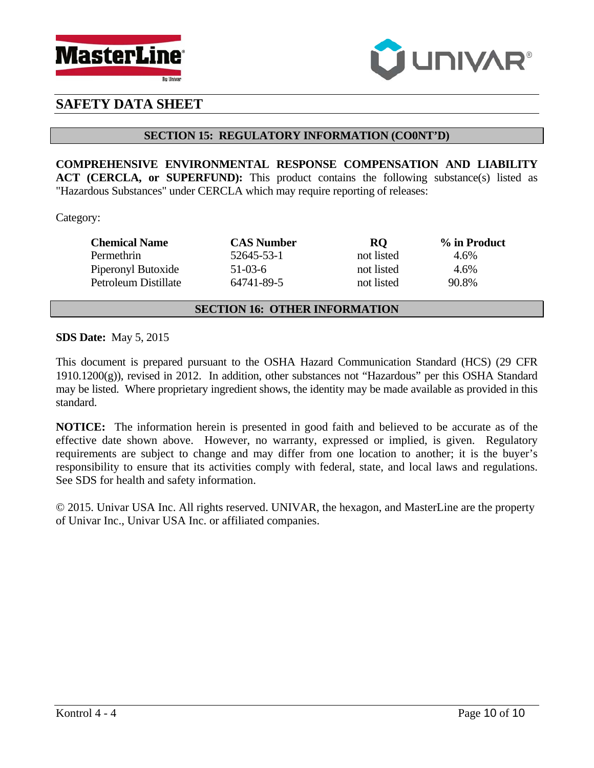## SAFETY DATA SHEET

### SECTION 15: REGULATORY INFORMATION (CO0NT'D)

**COMPREHENSIVE ENVIRONMENTAL RESPONSE COMPENSATION AND LIABILITY ACT (CERCLA, or SUPERFUND):** This product contains the following substance(s) listed as "Hazardous Substances" under CERCLA which may require reporting of releases:

Category:

| Chemical Name | CAS Number | RQ | % in Product |
|---|---|---|---|
| Permethrin | 52645-53-1 | not listed | 4.6% |
| Piperonyl Butoxide | 51-03-6 | not listed | 4.6% |
| Petroleum Distillate | 64741-89-5 | not listed | 90.8% |

### SECTION 16: OTHER INFORMATION

**SDS Date:** May 5, 2015

This document is prepared pursuant to the OSHA Hazard Communication Standard (HCS) (29 CFR 1910.1200(g)), revised in 2012. In addition, other substances not "Hazardous" per this OSHA Standard may be listed. Where proprietary ingredient shows, the identity may be made available as provided in this standard.

**NOTICE:** The information herein is presented in good faith and believed to be accurate as of the effective date shown above. However, no warranty, expressed or implied, is given. Regulatory requirements are subject to change and may differ from one location to another; it is the buyer's responsibility to ensure that its activities comply with federal, state, and local laws and regulations. See SDS for health and safety information.

© 2015. Univar USA Inc. All rights reserved. UNIVAR, the hexagon, and MasterLine are the property of Univar Inc., Univar USA Inc. or affiliated companies.